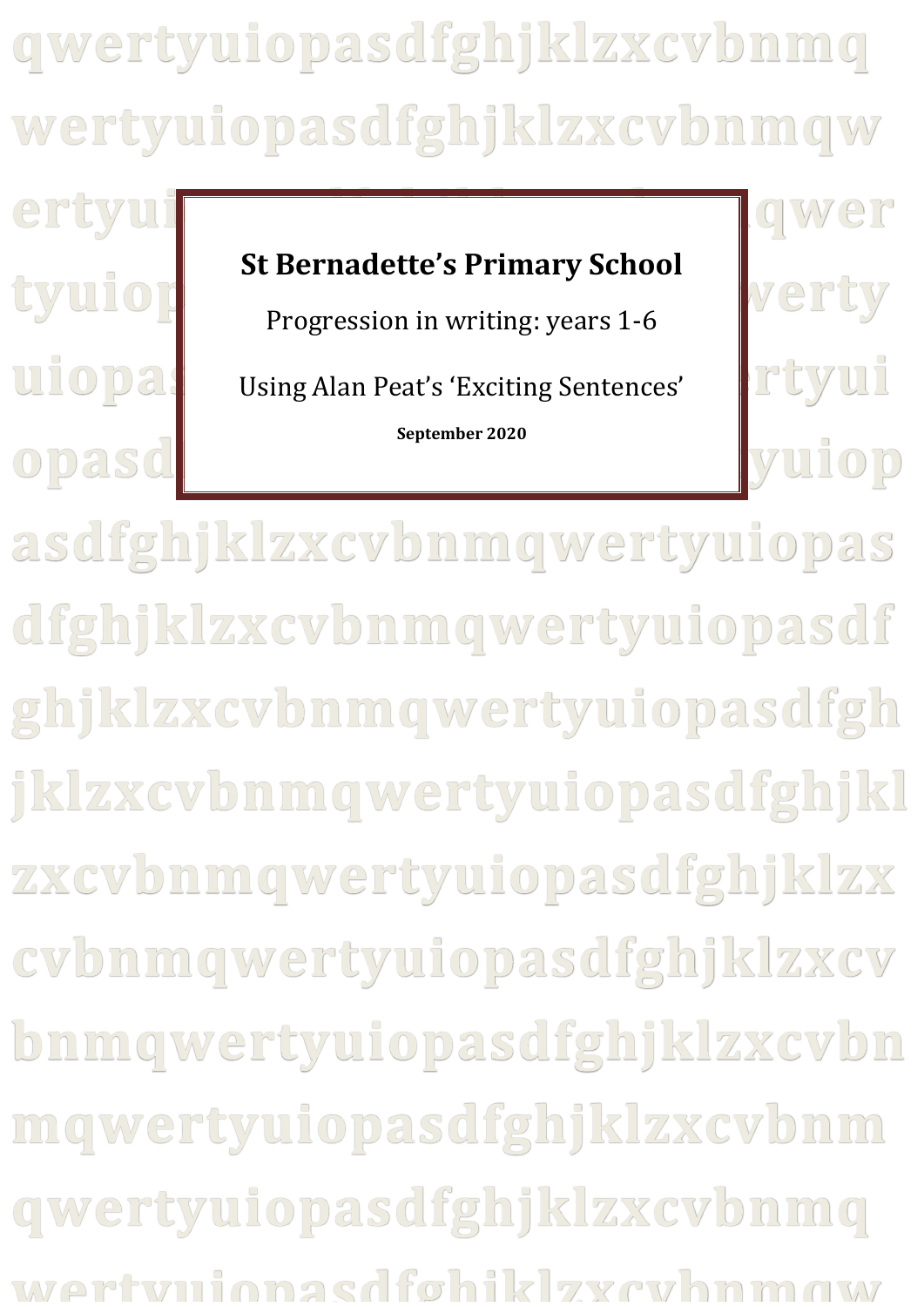# St Bernadette's Primary School

Progression in writing: years 1-6

Using Alan Peat's 'Exciting Sentences'

**September 2020**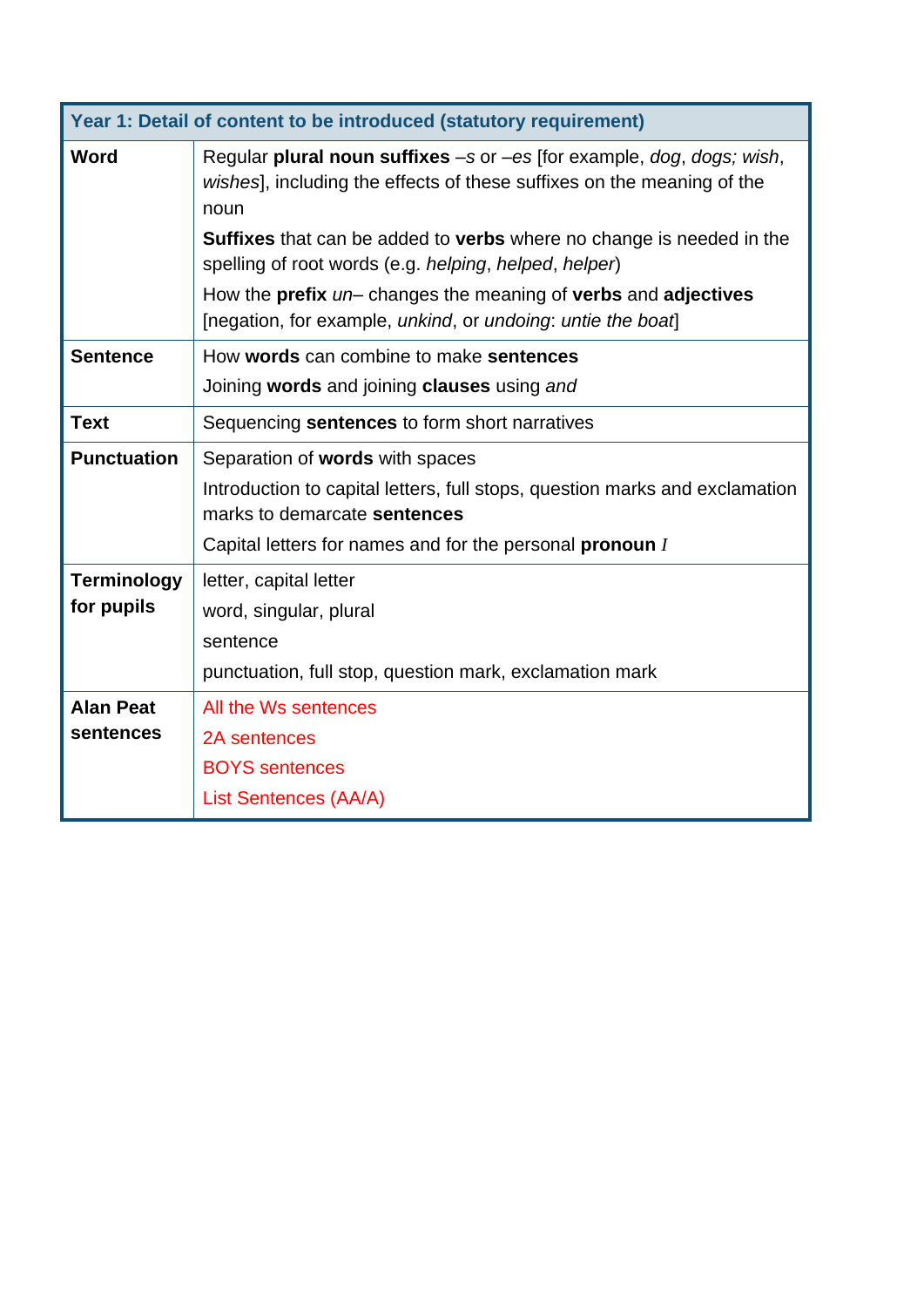| Year 1: Detail of content to be introduced (statutory requirement) | |
|---|---|
| **Word** | Regular **plural noun suffixes** *–s* or *–es* [for example, *dog*, *dogs; wish*, *wishes*], including the effects of these suffixes on the meaning of the noun<br>**Suffixes** that can be added to **verbs** where no change is needed in the spelling of root words (e.g. *helping*, *helped*, *helper*)<br>How the **prefix** *un–* changes the meaning of **verbs** and **adjectives** [negation, for example, *unkind*, or *undoing*: *untie the boat*] |
| **Sentence** | How **words** can combine to make **sentences**<br>Joining **words** and joining **clauses** using *and* |
| **Text** | Sequencing **sentences** to form short narratives |
| **Punctuation** | Separation of **words** with spaces<br>Introduction to capital letters, full stops, question marks and exclamation marks to demarcate **sentences**<br>Capital letters for names and for the personal **pronoun** *I* |
| **Terminology for pupils** | letter, capital letter<br>word, singular, plural<br>sentence<br>punctuation, full stop, question mark, exclamation mark |
| **Alan Peat sentences** | All the Ws sentences<br>2A sentences<br>BOYS sentences<br>List Sentences (AA/A) |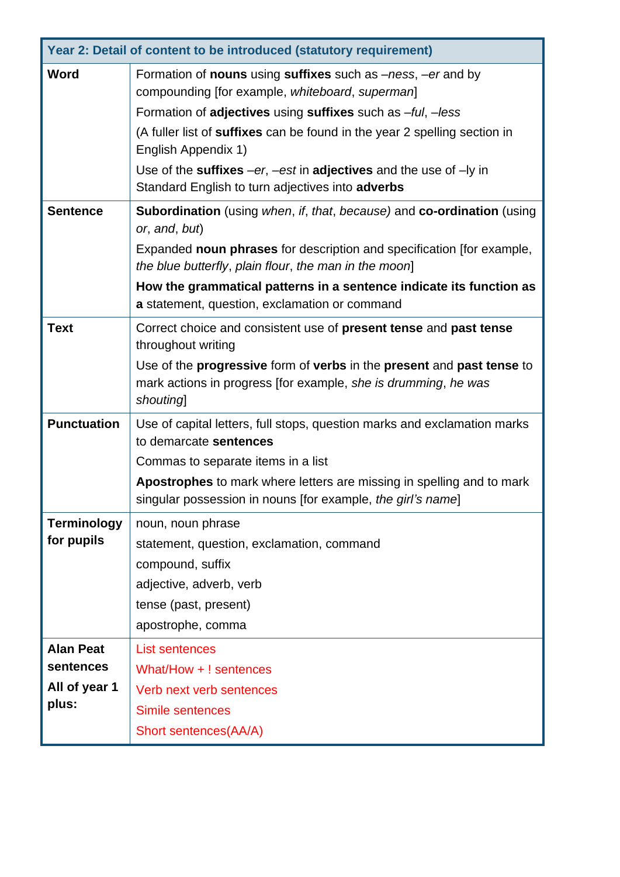| Year 2: Detail of content to be introduced (statutory requirement) | |
|---|---|
| **Word** | Formation of **nouns** using **suffixes** such as *–ness*, *–er* and by compounding [for example, *whiteboard*, *superman*]<br>Formation of **adjectives** using **suffixes** such as *–ful*, *–less*<br>(A fuller list of **suffixes** can be found in the year 2 spelling section in English Appendix 1)<br>Use of the **suffixes** *–er*, *–est* in **adjectives** and the use of –ly in Standard English to turn adjectives into **adverbs** |
| **Sentence** | **Subordination** (using *when*, *if*, *that*, *because)* and **co-ordination** (using *or*, *and*, *but*)<br>Expanded **noun phrases** for description and specification [for example, *the blue butterfly*, *plain flour*, *the man in the moon*]<br>**How the grammatical patterns in a sentence indicate its function as a** statement, question, exclamation or command |
| **Text** | Correct choice and consistent use of **present tense** and **past tense** throughout writing<br>Use of the **progressive** form of **verbs** in the **present** and **past tense** to mark actions in progress [for example, *she is drumming*, *he was shouting*] |
| **Punctuation** | Use of capital letters, full stops, question marks and exclamation marks to demarcate **sentences**<br>Commas to separate items in a list<br>**Apostrophes** to mark where letters are missing in spelling and to mark singular possession in nouns [for example, *the girl's name*] |
| **Terminology for pupils** | noun, noun phrase<br>statement, question, exclamation, command<br>compound, suffix<br>adjective, adverb, verb<br>tense (past, present)<br>apostrophe, comma |
| **Alan Peat sentences**<br>**All of year 1 plus:** | List sentences<br>What/How + ! sentences<br>Verb next verb sentences<br>Simile sentences<br>Short sentences(AA/A) |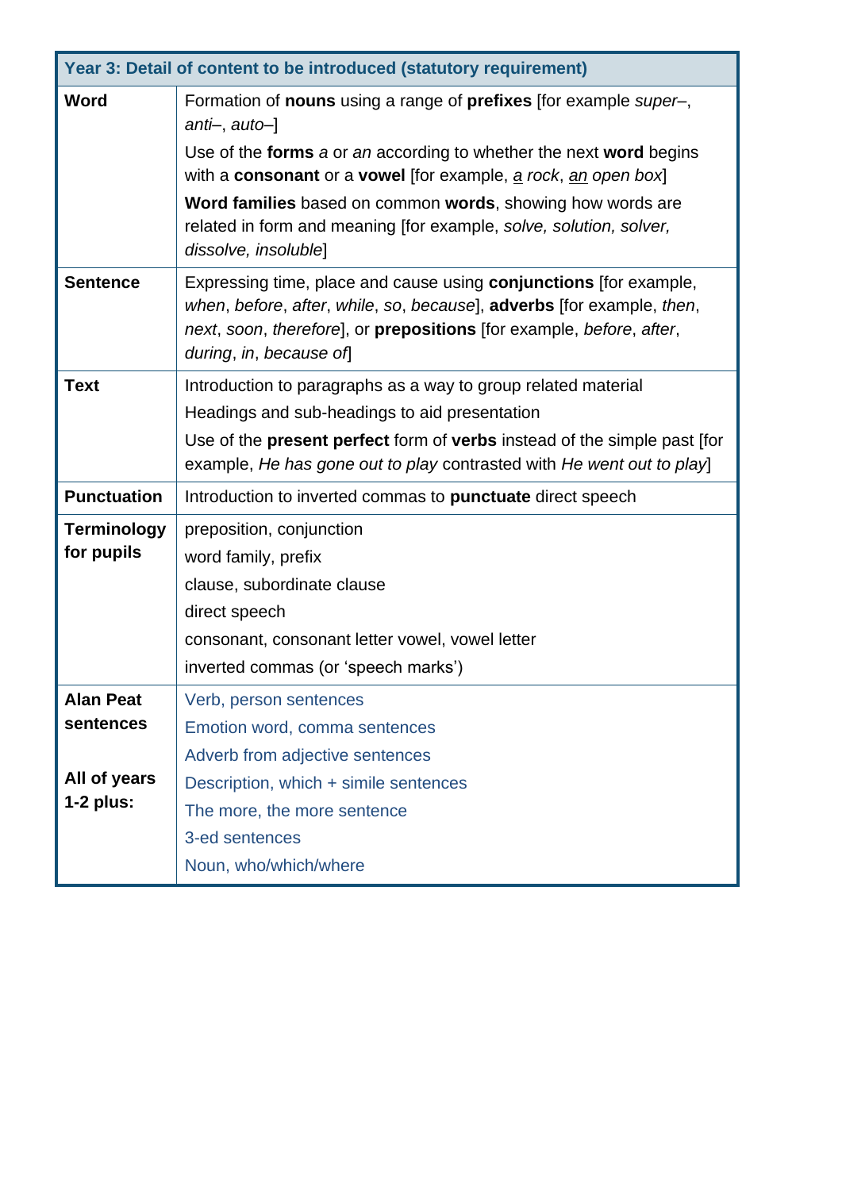| Year 3: Detail of content to be introduced (statutory requirement) | |
|---|---|
| **Word** | Formation of **nouns** using a range of **prefixes** [for example *super–*, *anti–*, *auto–*]<br>Use of the **forms** *a* or *an* according to whether the next **word** begins with a **consonant** or a **vowel** [for example, *a rock*, *an open box*]<br>**Word families** based on common **words**, showing how words are related in form and meaning [for example, *solve, solution, solver, dissolve, insoluble*] |
| **Sentence** | Expressing time, place and cause using **conjunctions** [for example, *when*, *before*, *after*, *while*, *so*, *because*], **adverbs** [for example, *then*, *next*, *soon*, *therefore*], or **prepositions** [for example, *before*, *after*, *during*, *in*, *because of*] |
| **Text** | Introduction to paragraphs as a way to group related material<br>Headings and sub-headings to aid presentation<br>Use of the **present perfect** form of **verbs** instead of the simple past [for example, *He has gone out to play* contrasted with *He went out to play*] |
| **Punctuation** | Introduction to inverted commas to **punctuate** direct speech |
| **Terminology for pupils** | preposition, conjunction<br>word family, prefix<br>clause, subordinate clause<br>direct speech<br>consonant, consonant letter vowel, vowel letter<br>inverted commas (or 'speech marks') |
| **Alan Peat sentences**<br><br>**All of years 1-2 plus:** | Verb, person sentences<br>Emotion word, comma sentences<br>Adverb from adjective sentences<br>Description, which + simile sentences<br>The more, the more sentence<br>3-ed sentences<br>Noun, who/which/where |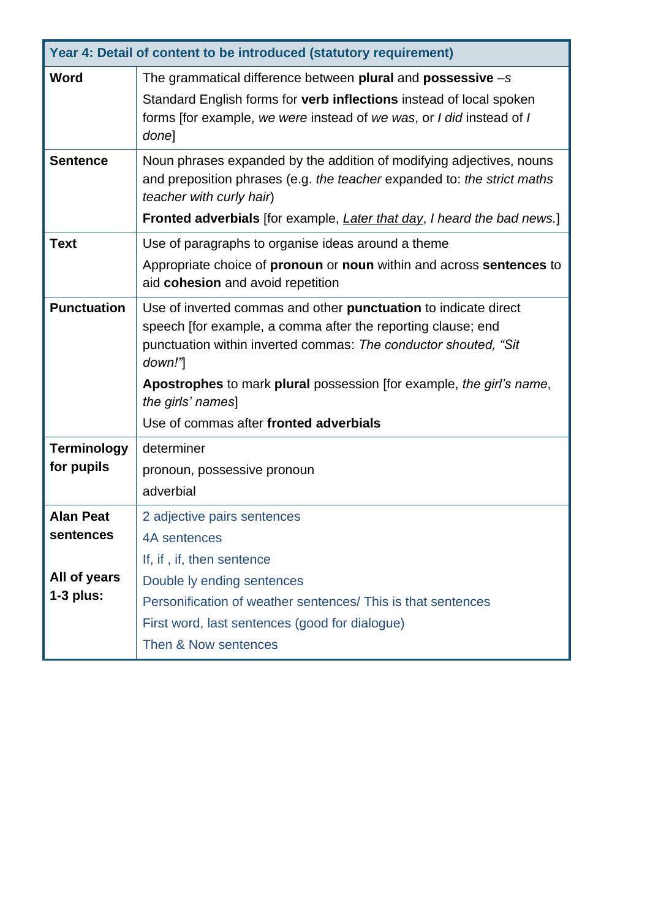| Year 4: Detail of content to be introduced (statutory requirement) | |
|---|---|
| **Word** | The grammatical difference between **plural** and **possessive** *–s*<br>Standard English forms for **verb inflections** instead of local spoken forms [for example, *we were* instead of *we was*, or *I did* instead of *I done*] |
| **Sentence** | Noun phrases expanded by the addition of modifying adjectives, nouns and preposition phrases (e.g. *the teacher* expanded to: *the strict maths teacher with curly hair*)<br>**Fronted adverbials** [for example, *Later that day, I heard the bad news.*] |
| **Text** | Use of paragraphs to organise ideas around a theme<br>Appropriate choice of **pronoun** or **noun** within and across **sentences** to aid **cohesion** and avoid repetition |
| **Punctuation** | Use of inverted commas and other **punctuation** to indicate direct speech [for example, a comma after the reporting clause; end punctuation within inverted commas: *The conductor shouted, "Sit down!"*]<br>**Apostrophes** to mark **plural** possession [for example, *the girl's name*, *the girls' names*]<br>Use of commas after **fronted adverbials** |
| **Terminology for pupils** | determiner<br>pronoun, possessive pronoun<br>adverbial |
| **Alan Peat sentences**<br><br>**All of years 1-3 plus:** | 2 adjective pairs sentences<br>4A sentences<br>If, if , if, then sentence<br>Double ly ending sentences<br>Personification of weather sentences/ This is that sentences<br>First word, last sentences (good for dialogue)<br>Then & Now sentences |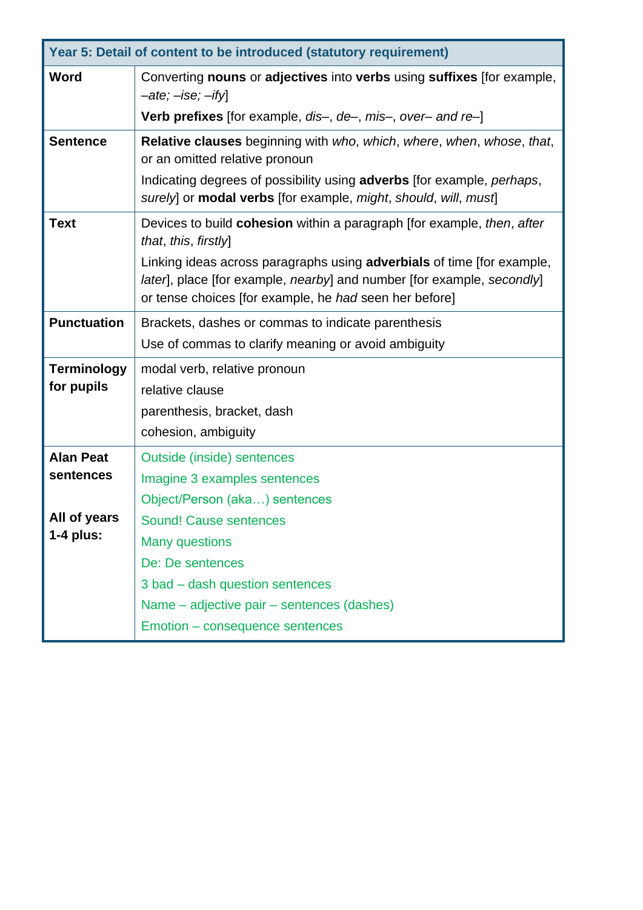| Year 5: Detail of content to be introduced (statutory requirement) | |
|---|---|
| **Word** | Converting **nouns** or **adjectives** into **verbs** using **suffixes** [for example, *–ate; –ise; –ify*]<br>**Verb prefixes** [for example, *dis–*, *de–*, *mis–*, *over– and re–*] |
| **Sentence** | **Relative clauses** beginning with *who*, *which*, *where*, *when*, *whose*, *that*, or an omitted relative pronoun<br>Indicating degrees of possibility using **adverbs** [for example, *perhaps*, *surely*] or **modal verbs** [for example, *might*, *should*, *will*, *must*] |
| **Text** | Devices to build **cohesion** within a paragraph [for example, *then*, *after that*, *this*, *firstly*]<br>Linking ideas across paragraphs using **adverbials** of time [for example, *later*], place [for example, *nearby*] and number [for example, *secondly*] or tense choices [for example, he *had* seen her before] |
| **Punctuation** | Brackets, dashes or commas to indicate parenthesis<br>Use of commas to clarify meaning or avoid ambiguity |
| **Terminology for pupils** | modal verb, relative pronoun<br>relative clause<br>parenthesis, bracket, dash<br>cohesion, ambiguity |
| **Alan Peat sentences**<br><br>**All of years 1-4 plus:** | Outside (inside) sentences<br>Imagine 3 examples sentences<br>Object/Person (aka…) sentences<br>Sound! Cause sentences<br>Many questions<br>De: De sentences<br>3 bad – dash question sentences<br>Name – adjective pair – sentences (dashes)<br>Emotion – consequence sentences |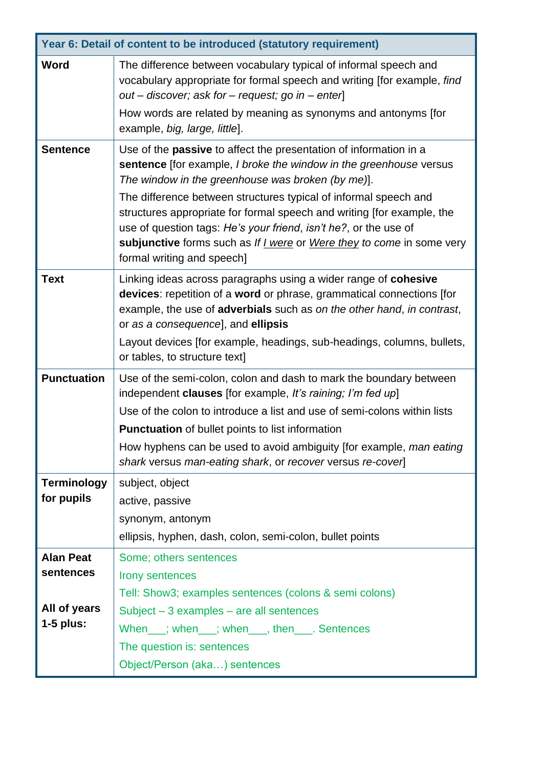| Year 6: Detail of content to be introduced (statutory requirement) | |
|---|---|
| **Word** | The difference between vocabulary typical of informal speech and vocabulary appropriate for formal speech and writing [for example, *find out – discover; ask for – request; go in – enter*]<br>How words are related by meaning as synonyms and antonyms [for example, *big, large, little*]. |
| **Sentence** | Use of the **passive** to affect the presentation of information in a **sentence** [for example, *I broke the window in the greenhouse* versus *The window in the greenhouse was broken (by me)*].<br>The difference between structures typical of informal speech and structures appropriate for formal speech and writing [for example, the use of question tags: *He's your friend*, *isn't he?*, or the use of **subjunctive** forms such as *If <u>I were</u>* or *<u>Were they</u> to come* in some very formal writing and speech] |
| **Text** | Linking ideas across paragraphs using a wider range of **cohesive devices**: repetition of a **word** or phrase, grammatical connections [for example, the use of **adverbials** such as *on the other hand*, *in contrast*, or *as a consequence*], and **ellipsis**<br>Layout devices [for example, headings, sub-headings, columns, bullets, or tables, to structure text] |
| **Punctuation** | Use of the semi-colon, colon and dash to mark the boundary between independent **clauses** [for example, *It's raining; I'm fed up*]<br>Use of the colon to introduce a list and use of semi-colons within lists<br>**Punctuation** of bullet points to list information<br>How hyphens can be used to avoid ambiguity [for example, *man eating shark* versus *man-eating shark*, or *recover* versus *re-cover*] |
| **Terminology for pupils** | subject, object<br>active, passive<br>synonym, antonym<br>ellipsis, hyphen, dash, colon, semi-colon, bullet points |
| **Alan Peat sentences**<br><br>**All of years 1-5 plus:** | Some; others sentences<br>Irony sentences<br>Tell: Show3; examples sentences (colons & semi colons)<br>Subject – 3 examples – are all sentences<br>When___; when___; when___, then___. Sentences<br>The question is: sentences<br>Object/Person (aka…) sentences |